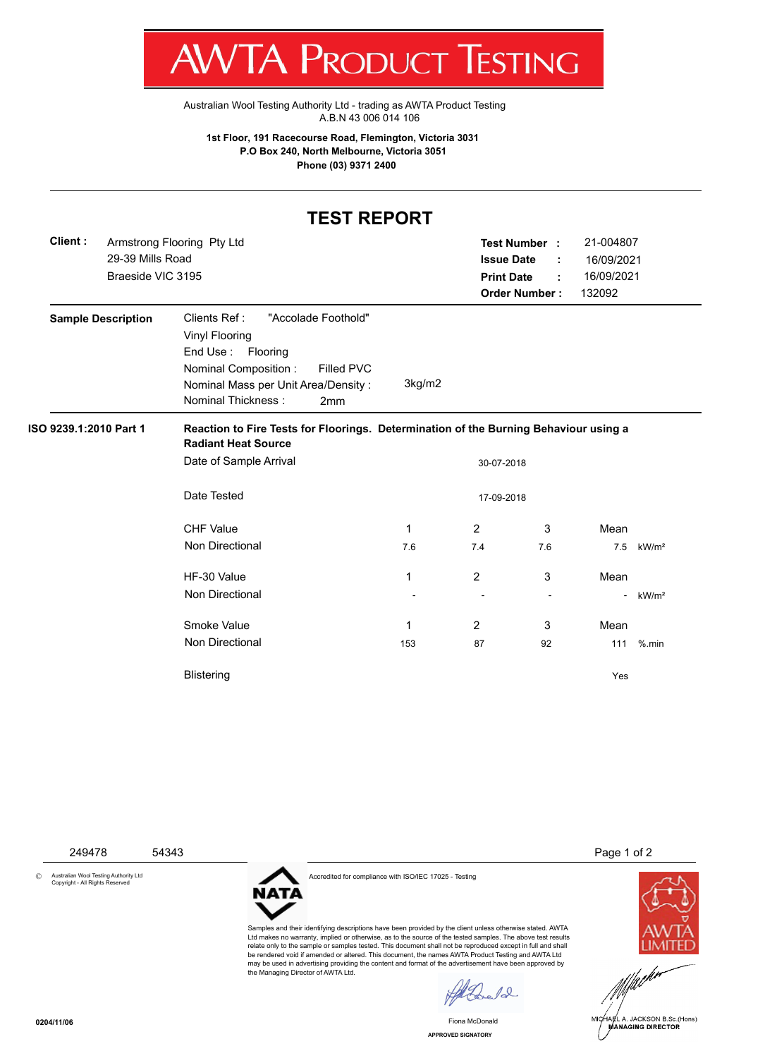# AWTA PRODUCT TESTING

Australian Wool Testing Authority Ltd - trading as AWTA Product Testing
A.B.N 43 006 014 106

**1st Floor, 191 Racecourse Road, Flemington, Victoria 3031**
**P.O Box 240, North Melbourne, Victoria 3051**
**Phone (03) 9371 2400**

## TEST REPORT

**Client :** Armstrong Flooring Pty Ltd
29-39 Mills Road
Braeside VIC 3195

**Test Number :** 21-004807
**Issue Date :** 16/09/2021
**Print Date :** 16/09/2021
**Order Number :** 132092

**Sample Description**

Clients Ref : "Accolade Foothold"
Vinyl Flooring
End Use : Flooring
Nominal Composition : Filled PVC
Nominal Mass per Unit Area/Density : 3kg/m2
Nominal Thickness : 2mm

**ISO 9239.1:2010 Part 1** — **Reaction to Fire Tests for Floorings. Determination of the Burning Behaviour using a Radiant Heat Source**

Date of Sample Arrival: 30-07-2018

Date Tested: 17-09-2018

| CHF Value | 1 | 2 | 3 | Mean | |
|---|---|---|---|---|---|
| Non Directional | 7.6 | 7.4 | 7.6 | 7.5 | kW/m² |

| HF-30 Value | 1 | 2 | 3 | Mean | |
|---|---|---|---|---|---|
| Non Directional | - | - | - | - | kW/m² |

| Smoke Value | 1 | 2 | 3 | Mean | |
|---|---|---|---|---|---|
| Non Directional | 153 | 87 | 92 | 111 | %.min |

Blistering: Yes

249478 54343

© Australian Wool Testing Authority Ltd
Copyright - All Rights Reserved

NATA

Accredited for compliance with ISO/IEC 17025 - Testing

Samples and their identifying descriptions have been provided by the client unless otherwise stated. AWTA Ltd makes no warranty, implied or otherwise, as to the source of the tested samples. The above test results relate only to the sample or samples tested. This document shall not be reproduced except in full and shall be rendered void if amended or altered. This document, the names AWTA Product Testing and AWTA Ltd may be used in advertising providing the content and format of the advertisement have been approved by the Managing Director of AWTA Ltd.

AWTA LIMITED

Fiona McDonald
APPROVED SIGNATORY

MICHAEL A. JACKSON B.Sc.(Hons)
MANAGING DIRECTOR

0204/11/06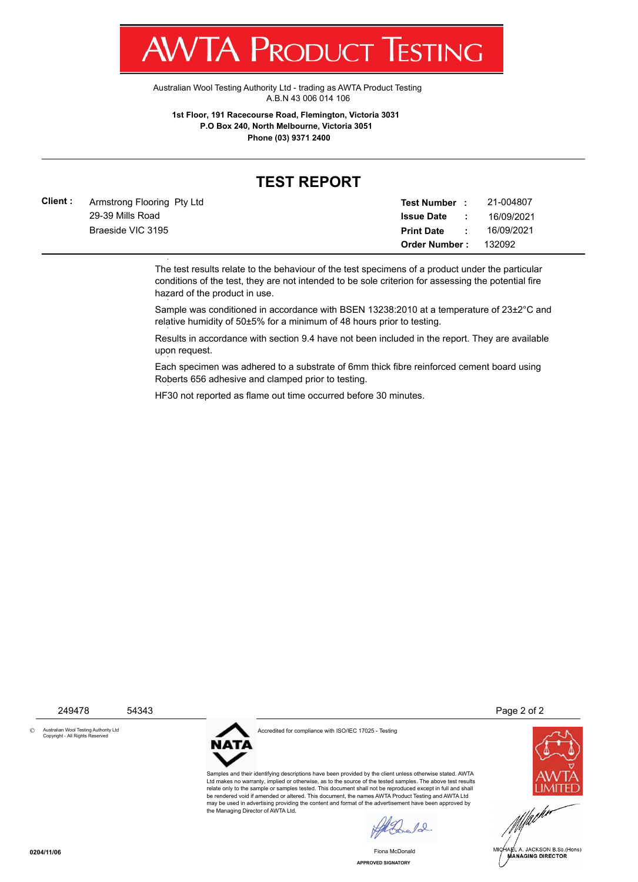# AWTA PRODUCT TESTING

Australian Wool Testing Authority Ltd - trading as AWTA Product Testing
A.B.N 43 006 014 106

**1st Floor, 191 Racecourse Road, Flemington, Victoria 3031**
**P.O Box 240, North Melbourne, Victoria 3051**
**Phone (03) 9371 2400**

## TEST REPORT

**Client :** Armstrong Flooring Pty Ltd
29-39 Mills Road
Braeside VIC 3195

**Test Number :** 21-004807
**Issue Date :** 16/09/2021
**Print Date :** 16/09/2021
**Order Number :** 132092

The test results relate to the behaviour of the test specimens of a product under the particular conditions of the test, they are not intended to be sole criterion for assessing the potential fire hazard of the product in use.

Sample was conditioned in accordance with BSEN 13238:2010 at a temperature of 23±2°C and relative humidity of 50±5% for a minimum of 48 hours prior to testing.

Results in accordance with section 9.4 have not been included in the report. They are available upon request.

Each specimen was adhered to a substrate of 6mm thick fibre reinforced cement board using Roberts 656 adhesive and clamped prior to testing.

HF30 not reported as flame out time occurred before 30 minutes.

249478 54343

© Australian Wool Testing Authority Ltd
Copyright - All Rights Reserved

NATA

Accredited for compliance with ISO/IEC 17025 - Testing

Samples and their identifying descriptions have been provided by the client unless otherwise stated. AWTA Ltd makes no warranty, implied or otherwise, as to the source of the tested samples. The above test results relate only to the sample or samples tested. This document shall not be reproduced except in full and shall be rendered void if amended or altered. This document, the names AWTA Product Testing and AWTA Ltd may be used in advertising providing the content and format of the advertisement have been approved by the Managing Director of AWTA Ltd.

Fiona McDonald
APPROVED SIGNATORY

AWTA LIMITED

MICHAEL A. JACKSON B.Sc.(Hons)
MANAGING DIRECTOR

0204/11/06